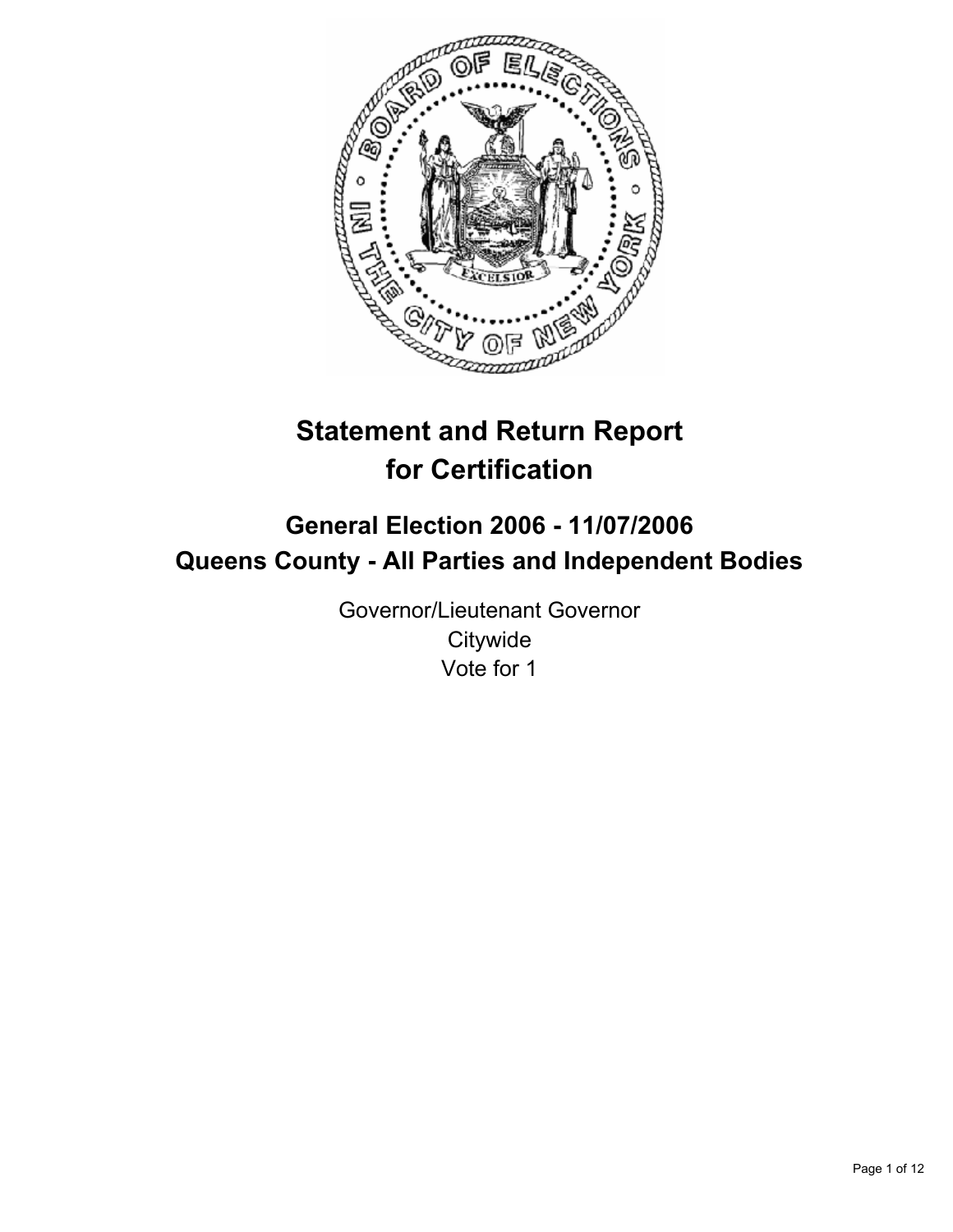# Statement and Return Report for Certification

## General Election 2006 - 11/07/2006

## Queens County - All Parties and Independent Bodies

Governor/Lieutenant Governor
Citywide
Vote for 1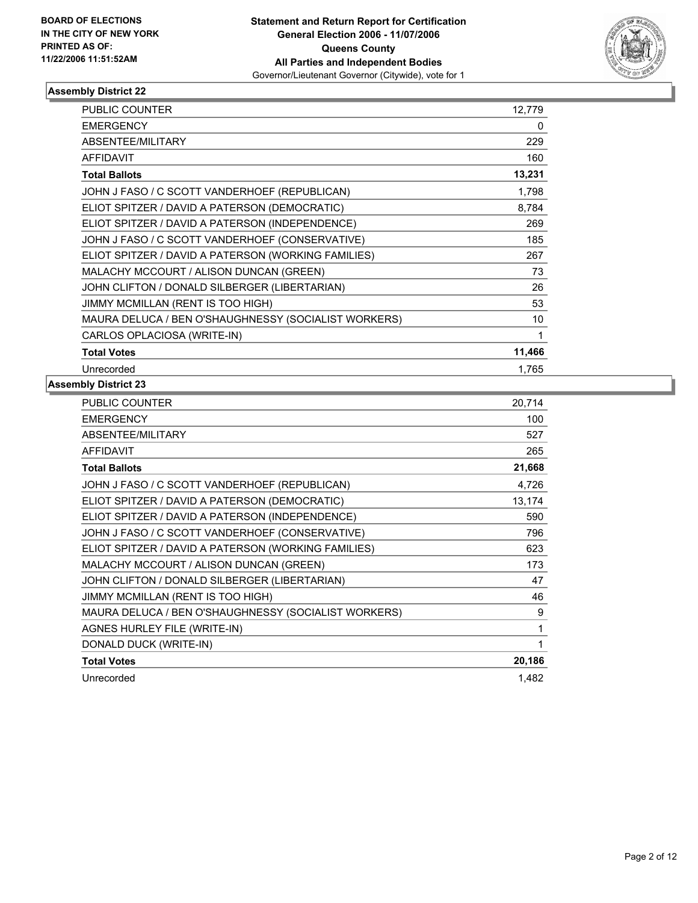**BOARD OF ELECTIONS IN THE CITY OF NEW YORK PRINTED AS OF: 11/22/2006 11:51:52AM**

**Statement and Return Report for Certification**
**General Election 2006 - 11/07/2006**
**Queens County**
**All Parties and Independent Bodies**
Governor/Lieutenant Governor (Citywide), vote for 1

### Assembly District 22

| | |
|---|---|
| PUBLIC COUNTER | 12,779 |
| EMERGENCY | 0 |
| ABSENTEE/MILITARY | 229 |
| AFFIDAVIT | 160 |
| **Total Ballots** | **13,231** |
| JOHN J FASO / C SCOTT VANDERHOEF (REPUBLICAN) | 1,798 |
| ELIOT SPITZER / DAVID A PATERSON (DEMOCRATIC) | 8,784 |
| ELIOT SPITZER / DAVID A PATERSON (INDEPENDENCE) | 269 |
| JOHN J FASO / C SCOTT VANDERHOEF (CONSERVATIVE) | 185 |
| ELIOT SPITZER / DAVID A PATERSON (WORKING FAMILIES) | 267 |
| MALACHY MCCOURT / ALISON DUNCAN (GREEN) | 73 |
| JOHN CLIFTON / DONALD SILBERGER (LIBERTARIAN) | 26 |
| JIMMY MCMILLAN (RENT IS TOO HIGH) | 53 |
| MAURA DELUCA / BEN O'SHAUGHNESSY (SOCIALIST WORKERS) | 10 |
| CARLOS OPLACIOSA (WRITE-IN) | 1 |
| **Total Votes** | **11,466** |
| Unrecorded | 1,765 |

### Assembly District 23

| | |
|---|---|
| PUBLIC COUNTER | 20,714 |
| EMERGENCY | 100 |
| ABSENTEE/MILITARY | 527 |
| AFFIDAVIT | 265 |
| **Total Ballots** | **21,668** |
| JOHN J FASO / C SCOTT VANDERHOEF (REPUBLICAN) | 4,726 |
| ELIOT SPITZER / DAVID A PATERSON (DEMOCRATIC) | 13,174 |
| ELIOT SPITZER / DAVID A PATERSON (INDEPENDENCE) | 590 |
| JOHN J FASO / C SCOTT VANDERHOEF (CONSERVATIVE) | 796 |
| ELIOT SPITZER / DAVID A PATERSON (WORKING FAMILIES) | 623 |
| MALACHY MCCOURT / ALISON DUNCAN (GREEN) | 173 |
| JOHN CLIFTON / DONALD SILBERGER (LIBERTARIAN) | 47 |
| JIMMY MCMILLAN (RENT IS TOO HIGH) | 46 |
| MAURA DELUCA / BEN O'SHAUGHNESSY (SOCIALIST WORKERS) | 9 |
| AGNES HURLEY FILE (WRITE-IN) | 1 |
| DONALD DUCK (WRITE-IN) | 1 |
| **Total Votes** | **20,186** |
| Unrecorded | 1,482 |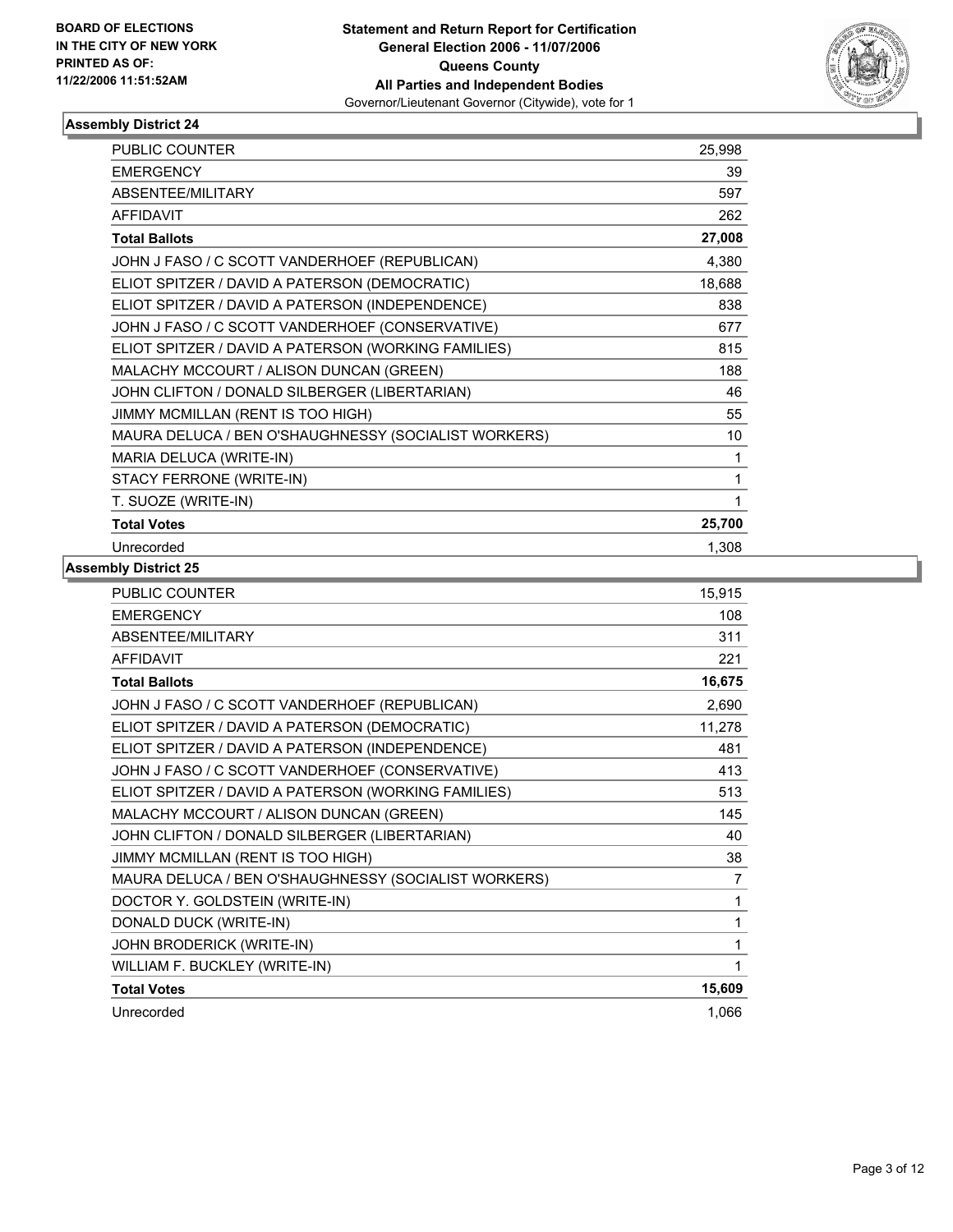BOARD OF ELECTIONS
IN THE CITY OF NEW YORK
PRINTED AS OF:
11/22/2006 11:51:52AM

**Statement and Return Report for Certification**
**General Election 2006 - 11/07/2006**
**Queens County**
**All Parties and Independent Bodies**
Governor/Lieutenant Governor (Citywide), vote for 1

### Assembly District 24

| | |
|---|---|
| PUBLIC COUNTER | 25,998 |
| EMERGENCY | 39 |
| ABSENTEE/MILITARY | 597 |
| AFFIDAVIT | 262 |
| **Total Ballots** | **27,008** |
| JOHN J FASO / C SCOTT VANDERHOEF (REPUBLICAN) | 4,380 |
| ELIOT SPITZER / DAVID A PATERSON (DEMOCRATIC) | 18,688 |
| ELIOT SPITZER / DAVID A PATERSON (INDEPENDENCE) | 838 |
| JOHN J FASO / C SCOTT VANDERHOEF (CONSERVATIVE) | 677 |
| ELIOT SPITZER / DAVID A PATERSON (WORKING FAMILIES) | 815 |
| MALACHY MCCOURT / ALISON DUNCAN (GREEN) | 188 |
| JOHN CLIFTON / DONALD SILBERGER (LIBERTARIAN) | 46 |
| JIMMY MCMILLAN (RENT IS TOO HIGH) | 55 |
| MAURA DELUCA / BEN O'SHAUGHNESSY (SOCIALIST WORKERS) | 10 |
| MARIA DELUCA (WRITE-IN) | 1 |
| STACY FERRONE (WRITE-IN) | 1 |
| T. SUOZE (WRITE-IN) | 1 |
| **Total Votes** | **25,700** |
| Unrecorded | 1,308 |

### Assembly District 25

| | |
|---|---|
| PUBLIC COUNTER | 15,915 |
| EMERGENCY | 108 |
| ABSENTEE/MILITARY | 311 |
| AFFIDAVIT | 221 |
| **Total Ballots** | **16,675** |
| JOHN J FASO / C SCOTT VANDERHOEF (REPUBLICAN) | 2,690 |
| ELIOT SPITZER / DAVID A PATERSON (DEMOCRATIC) | 11,278 |
| ELIOT SPITZER / DAVID A PATERSON (INDEPENDENCE) | 481 |
| JOHN J FASO / C SCOTT VANDERHOEF (CONSERVATIVE) | 413 |
| ELIOT SPITZER / DAVID A PATERSON (WORKING FAMILIES) | 513 |
| MALACHY MCCOURT / ALISON DUNCAN (GREEN) | 145 |
| JOHN CLIFTON / DONALD SILBERGER (LIBERTARIAN) | 40 |
| JIMMY MCMILLAN (RENT IS TOO HIGH) | 38 |
| MAURA DELUCA / BEN O'SHAUGHNESSY (SOCIALIST WORKERS) | 7 |
| DOCTOR Y. GOLDSTEIN (WRITE-IN) | 1 |
| DONALD DUCK (WRITE-IN) | 1 |
| JOHN BRODERICK (WRITE-IN) | 1 |
| WILLIAM F. BUCKLEY (WRITE-IN) | 1 |
| **Total Votes** | **15,609** |
| Unrecorded | 1,066 |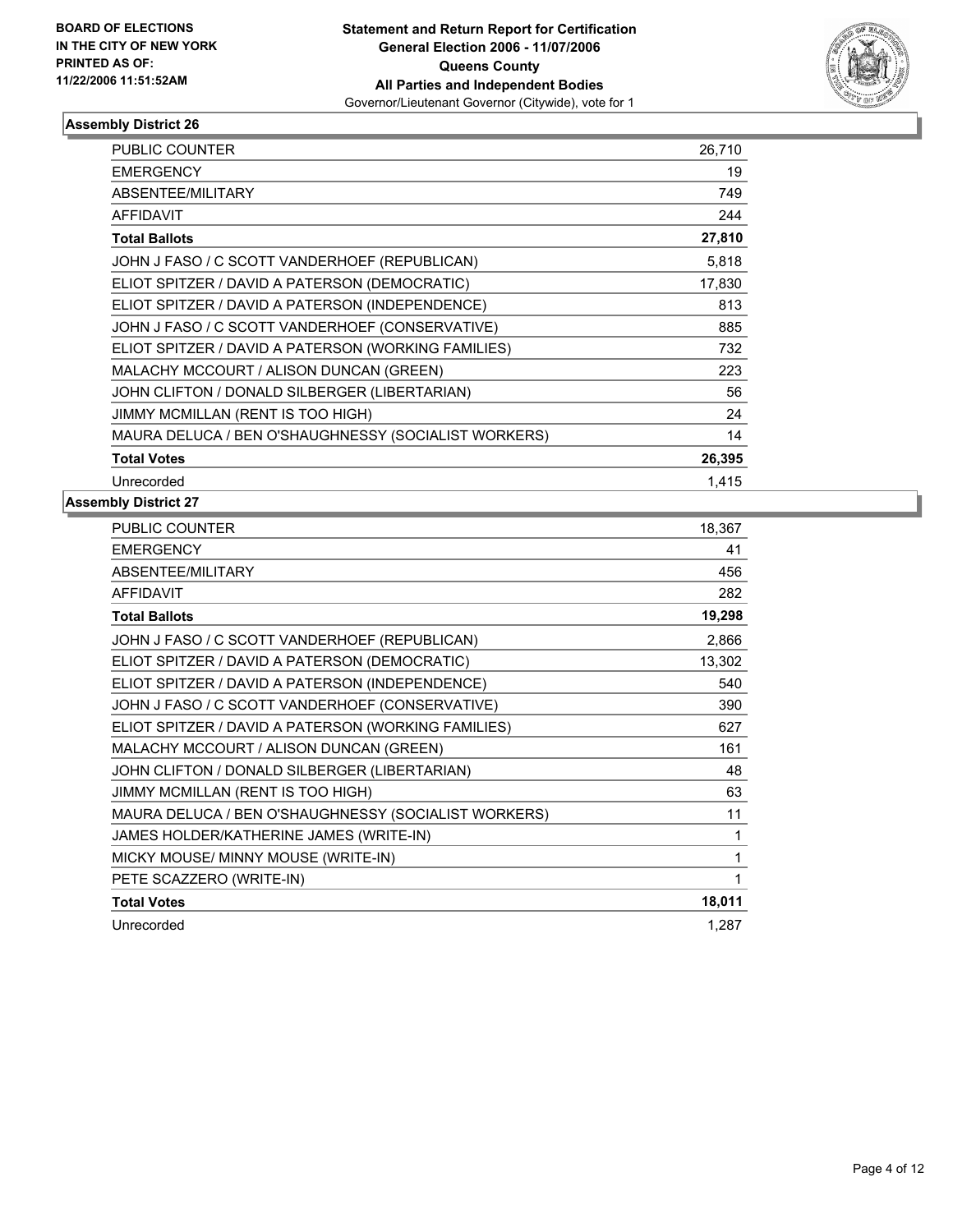**BOARD OF ELECTIONS IN THE CITY OF NEW YORK PRINTED AS OF: 11/22/2006 11:51:52AM**

# Statement and Return Report for Certification General Election 2006 - 11/07/2006 Queens County All Parties and Independent Bodies

Governor/Lieutenant Governor (Citywide), vote for 1

## Assembly District 26

| | |
|---|---|
| PUBLIC COUNTER | 26,710 |
| EMERGENCY | 19 |
| ABSENTEE/MILITARY | 749 |
| AFFIDAVIT | 244 |
| **Total Ballots** | **27,810** |
| JOHN J FASO / C SCOTT VANDERHOEF (REPUBLICAN) | 5,818 |
| ELIOT SPITZER / DAVID A PATERSON (DEMOCRATIC) | 17,830 |
| ELIOT SPITZER / DAVID A PATERSON (INDEPENDENCE) | 813 |
| JOHN J FASO / C SCOTT VANDERHOEF (CONSERVATIVE) | 885 |
| ELIOT SPITZER / DAVID A PATERSON (WORKING FAMILIES) | 732 |
| MALACHY MCCOURT / ALISON DUNCAN (GREEN) | 223 |
| JOHN CLIFTON / DONALD SILBERGER (LIBERTARIAN) | 56 |
| JIMMY MCMILLAN (RENT IS TOO HIGH) | 24 |
| MAURA DELUCA / BEN O'SHAUGHNESSY (SOCIALIST WORKERS) | 14 |
| **Total Votes** | **26,395** |
| Unrecorded | 1,415 |

## Assembly District 27

| | |
|---|---|
| PUBLIC COUNTER | 18,367 |
| EMERGENCY | 41 |
| ABSENTEE/MILITARY | 456 |
| AFFIDAVIT | 282 |
| **Total Ballots** | **19,298** |
| JOHN J FASO / C SCOTT VANDERHOEF (REPUBLICAN) | 2,866 |
| ELIOT SPITZER / DAVID A PATERSON (DEMOCRATIC) | 13,302 |
| ELIOT SPITZER / DAVID A PATERSON (INDEPENDENCE) | 540 |
| JOHN J FASO / C SCOTT VANDERHOEF (CONSERVATIVE) | 390 |
| ELIOT SPITZER / DAVID A PATERSON (WORKING FAMILIES) | 627 |
| MALACHY MCCOURT / ALISON DUNCAN (GREEN) | 161 |
| JOHN CLIFTON / DONALD SILBERGER (LIBERTARIAN) | 48 |
| JIMMY MCMILLAN (RENT IS TOO HIGH) | 63 |
| MAURA DELUCA / BEN O'SHAUGHNESSY (SOCIALIST WORKERS) | 11 |
| JAMES HOLDER/KATHERINE JAMES (WRITE-IN) | 1 |
| MICKY MOUSE/ MINNY MOUSE (WRITE-IN) | 1 |
| PETE SCAZZERO (WRITE-IN) | 1 |
| **Total Votes** | **18,011** |
| Unrecorded | 1,287 |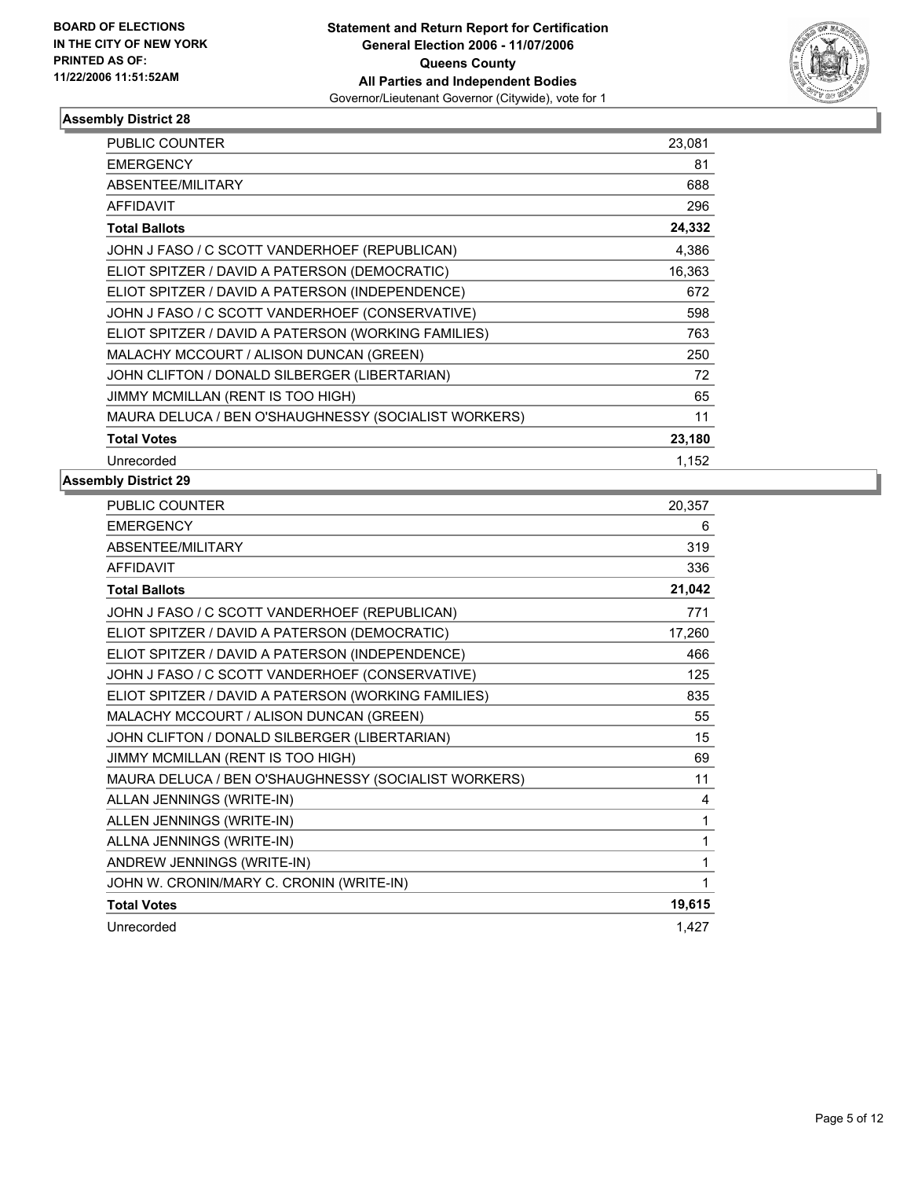**BOARD OF ELECTIONS IN THE CITY OF NEW YORK PRINTED AS OF: 11/22/2006 11:51:52AM**

**Statement and Return Report for Certification General Election 2006 - 11/07/2006 Queens County All Parties and Independent Bodies**
Governor/Lieutenant Governor (Citywide), vote for 1

## Assembly District 28

| | |
|---|---|
| PUBLIC COUNTER | 23,081 |
| EMERGENCY | 81 |
| ABSENTEE/MILITARY | 688 |
| AFFIDAVIT | 296 |
| **Total Ballots** | **24,332** |
| JOHN J FASO / C SCOTT VANDERHOEF (REPUBLICAN) | 4,386 |
| ELIOT SPITZER / DAVID A PATERSON (DEMOCRATIC) | 16,363 |
| ELIOT SPITZER / DAVID A PATERSON (INDEPENDENCE) | 672 |
| JOHN J FASO / C SCOTT VANDERHOEF (CONSERVATIVE) | 598 |
| ELIOT SPITZER / DAVID A PATERSON (WORKING FAMILIES) | 763 |
| MALACHY MCCOURT / ALISON DUNCAN (GREEN) | 250 |
| JOHN CLIFTON / DONALD SILBERGER (LIBERTARIAN) | 72 |
| JIMMY MCMILLAN (RENT IS TOO HIGH) | 65 |
| MAURA DELUCA / BEN O'SHAUGHNESSY (SOCIALIST WORKERS) | 11 |
| **Total Votes** | **23,180** |
| Unrecorded | 1,152 |

## Assembly District 29

| | |
|---|---|
| PUBLIC COUNTER | 20,357 |
| EMERGENCY | 6 |
| ABSENTEE/MILITARY | 319 |
| AFFIDAVIT | 336 |
| **Total Ballots** | **21,042** |
| JOHN J FASO / C SCOTT VANDERHOEF (REPUBLICAN) | 771 |
| ELIOT SPITZER / DAVID A PATERSON (DEMOCRATIC) | 17,260 |
| ELIOT SPITZER / DAVID A PATERSON (INDEPENDENCE) | 466 |
| JOHN J FASO / C SCOTT VANDERHOEF (CONSERVATIVE) | 125 |
| ELIOT SPITZER / DAVID A PATERSON (WORKING FAMILIES) | 835 |
| MALACHY MCCOURT / ALISON DUNCAN (GREEN) | 55 |
| JOHN CLIFTON / DONALD SILBERGER (LIBERTARIAN) | 15 |
| JIMMY MCMILLAN (RENT IS TOO HIGH) | 69 |
| MAURA DELUCA / BEN O'SHAUGHNESSY (SOCIALIST WORKERS) | 11 |
| ALLAN JENNINGS (WRITE-IN) | 4 |
| ALLEN JENNINGS (WRITE-IN) | 1 |
| ALLNA JENNINGS (WRITE-IN) | 1 |
| ANDREW JENNINGS (WRITE-IN) | 1 |
| JOHN W. CRONIN/MARY C. CRONIN (WRITE-IN) | 1 |
| **Total Votes** | **19,615** |
| Unrecorded | 1,427 |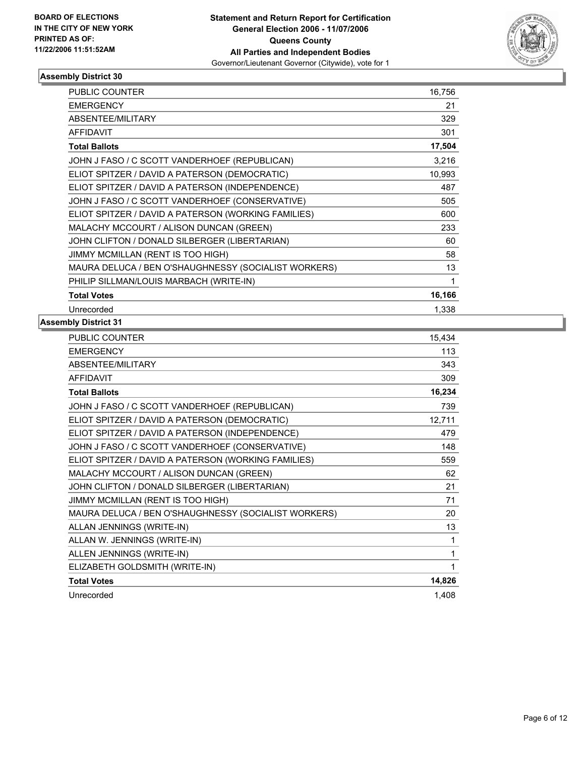**BOARD OF ELECTIONS IN THE CITY OF NEW YORK PRINTED AS OF: 11/22/2006 11:51:52AM**

**Statement and Return Report for Certification General Election 2006 - 11/07/2006 Queens County All Parties and Independent Bodies**
Governor/Lieutenant Governor (Citywide), vote for 1

## Assembly District 30

| | |
|---|---|
| PUBLIC COUNTER | 16,756 |
| EMERGENCY | 21 |
| ABSENTEE/MILITARY | 329 |
| AFFIDAVIT | 301 |
| **Total Ballots** | **17,504** |
| JOHN J FASO / C SCOTT VANDERHOEF (REPUBLICAN) | 3,216 |
| ELIOT SPITZER / DAVID A PATERSON (DEMOCRATIC) | 10,993 |
| ELIOT SPITZER / DAVID A PATERSON (INDEPENDENCE) | 487 |
| JOHN J FASO / C SCOTT VANDERHOEF (CONSERVATIVE) | 505 |
| ELIOT SPITZER / DAVID A PATERSON (WORKING FAMILIES) | 600 |
| MALACHY MCCOURT / ALISON DUNCAN (GREEN) | 233 |
| JOHN CLIFTON / DONALD SILBERGER (LIBERTARIAN) | 60 |
| JIMMY MCMILLAN (RENT IS TOO HIGH) | 58 |
| MAURA DELUCA / BEN O'SHAUGHNESSY (SOCIALIST WORKERS) | 13 |
| PHILIP SILLMAN/LOUIS MARBACH (WRITE-IN) | 1 |
| **Total Votes** | **16,166** |
| Unrecorded | 1,338 |

## Assembly District 31

| | |
|---|---|
| PUBLIC COUNTER | 15,434 |
| EMERGENCY | 113 |
| ABSENTEE/MILITARY | 343 |
| AFFIDAVIT | 309 |
| **Total Ballots** | **16,234** |
| JOHN J FASO / C SCOTT VANDERHOEF (REPUBLICAN) | 739 |
| ELIOT SPITZER / DAVID A PATERSON (DEMOCRATIC) | 12,711 |
| ELIOT SPITZER / DAVID A PATERSON (INDEPENDENCE) | 479 |
| JOHN J FASO / C SCOTT VANDERHOEF (CONSERVATIVE) | 148 |
| ELIOT SPITZER / DAVID A PATERSON (WORKING FAMILIES) | 559 |
| MALACHY MCCOURT / ALISON DUNCAN (GREEN) | 62 |
| JOHN CLIFTON / DONALD SILBERGER (LIBERTARIAN) | 21 |
| JIMMY MCMILLAN (RENT IS TOO HIGH) | 71 |
| MAURA DELUCA / BEN O'SHAUGHNESSY (SOCIALIST WORKERS) | 20 |
| ALLAN JENNINGS (WRITE-IN) | 13 |
| ALLAN W. JENNINGS (WRITE-IN) | 1 |
| ALLEN JENNINGS (WRITE-IN) | 1 |
| ELIZABETH GOLDSMITH (WRITE-IN) | 1 |
| **Total Votes** | **14,826** |
| Unrecorded | 1,408 |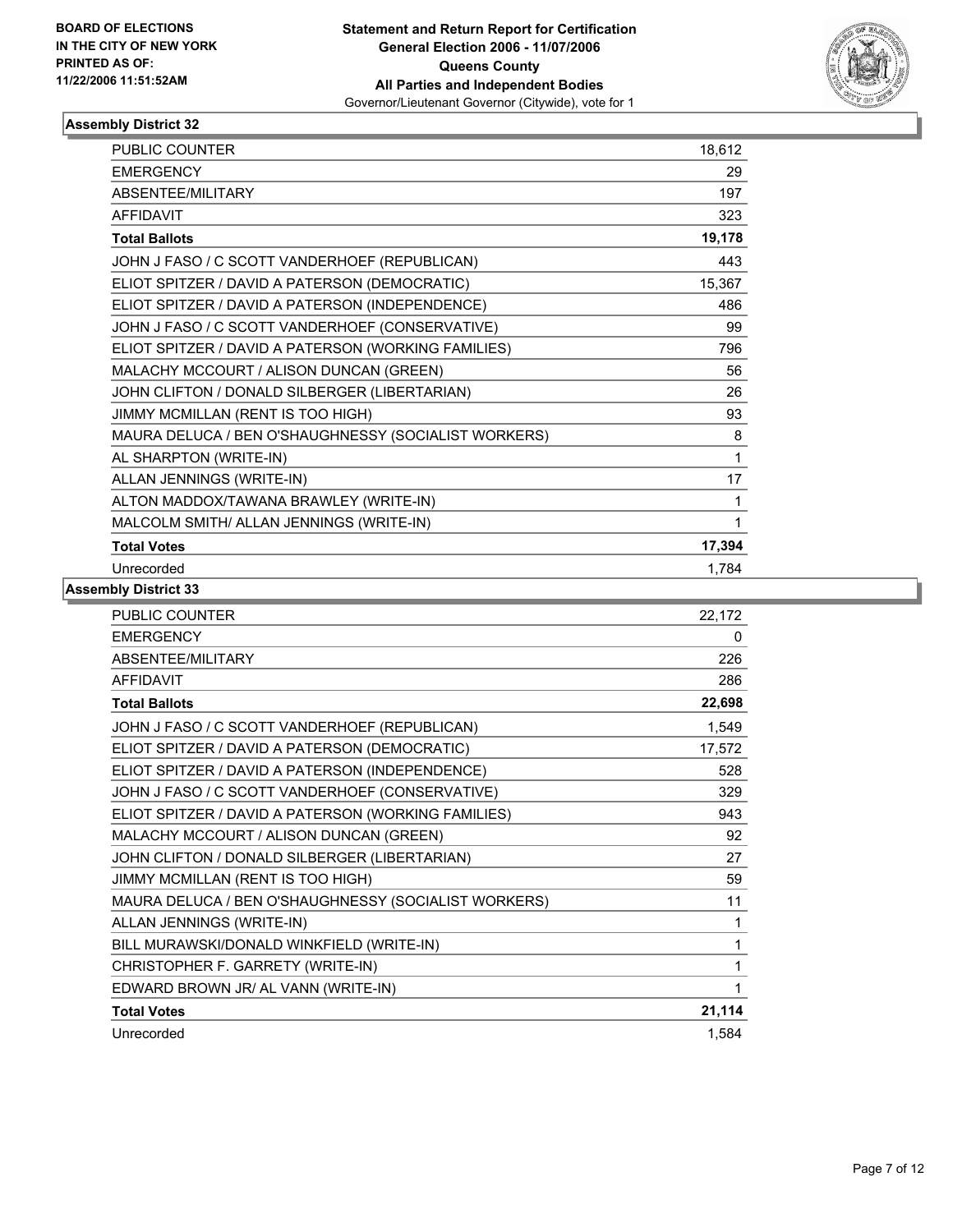BOARD OF ELECTIONS
IN THE CITY OF NEW YORK
PRINTED AS OF:
11/22/2006 11:51:52AM

**Statement and Return Report for Certification**
**General Election 2006 - 11/07/2006**
**Queens County**
**All Parties and Independent Bodies**
Governor/Lieutenant Governor (Citywide), vote for 1

## Assembly District 32

| | |
|---|---|
| PUBLIC COUNTER | 18,612 |
| EMERGENCY | 29 |
| ABSENTEE/MILITARY | 197 |
| AFFIDAVIT | 323 |
| **Total Ballots** | **19,178** |
| JOHN J FASO / C SCOTT VANDERHOEF (REPUBLICAN) | 443 |
| ELIOT SPITZER / DAVID A PATERSON (DEMOCRATIC) | 15,367 |
| ELIOT SPITZER / DAVID A PATERSON (INDEPENDENCE) | 486 |
| JOHN J FASO / C SCOTT VANDERHOEF (CONSERVATIVE) | 99 |
| ELIOT SPITZER / DAVID A PATERSON (WORKING FAMILIES) | 796 |
| MALACHY MCCOURT / ALISON DUNCAN (GREEN) | 56 |
| JOHN CLIFTON / DONALD SILBERGER (LIBERTARIAN) | 26 |
| JIMMY MCMILLAN (RENT IS TOO HIGH) | 93 |
| MAURA DELUCA / BEN O'SHAUGHNESSY (SOCIALIST WORKERS) | 8 |
| AL SHARPTON (WRITE-IN) | 1 |
| ALLAN JENNINGS (WRITE-IN) | 17 |
| ALTON MADDOX/TAWANA BRAWLEY (WRITE-IN) | 1 |
| MALCOLM SMITH/ ALLAN JENNINGS (WRITE-IN) | 1 |
| **Total Votes** | **17,394** |
| Unrecorded | 1,784 |

## Assembly District 33

| | |
|---|---|
| PUBLIC COUNTER | 22,172 |
| EMERGENCY | 0 |
| ABSENTEE/MILITARY | 226 |
| AFFIDAVIT | 286 |
| **Total Ballots** | **22,698** |
| JOHN J FASO / C SCOTT VANDERHOEF (REPUBLICAN) | 1,549 |
| ELIOT SPITZER / DAVID A PATERSON (DEMOCRATIC) | 17,572 |
| ELIOT SPITZER / DAVID A PATERSON (INDEPENDENCE) | 528 |
| JOHN J FASO / C SCOTT VANDERHOEF (CONSERVATIVE) | 329 |
| ELIOT SPITZER / DAVID A PATERSON (WORKING FAMILIES) | 943 |
| MALACHY MCCOURT / ALISON DUNCAN (GREEN) | 92 |
| JOHN CLIFTON / DONALD SILBERGER (LIBERTARIAN) | 27 |
| JIMMY MCMILLAN (RENT IS TOO HIGH) | 59 |
| MAURA DELUCA / BEN O'SHAUGHNESSY (SOCIALIST WORKERS) | 11 |
| ALLAN JENNINGS (WRITE-IN) | 1 |
| BILL MURAWSKI/DONALD WINKFIELD (WRITE-IN) | 1 |
| CHRISTOPHER F. GARRETY (WRITE-IN) | 1 |
| EDWARD BROWN JR/ AL VANN (WRITE-IN) | 1 |
| **Total Votes** | **21,114** |
| Unrecorded | 1,584 |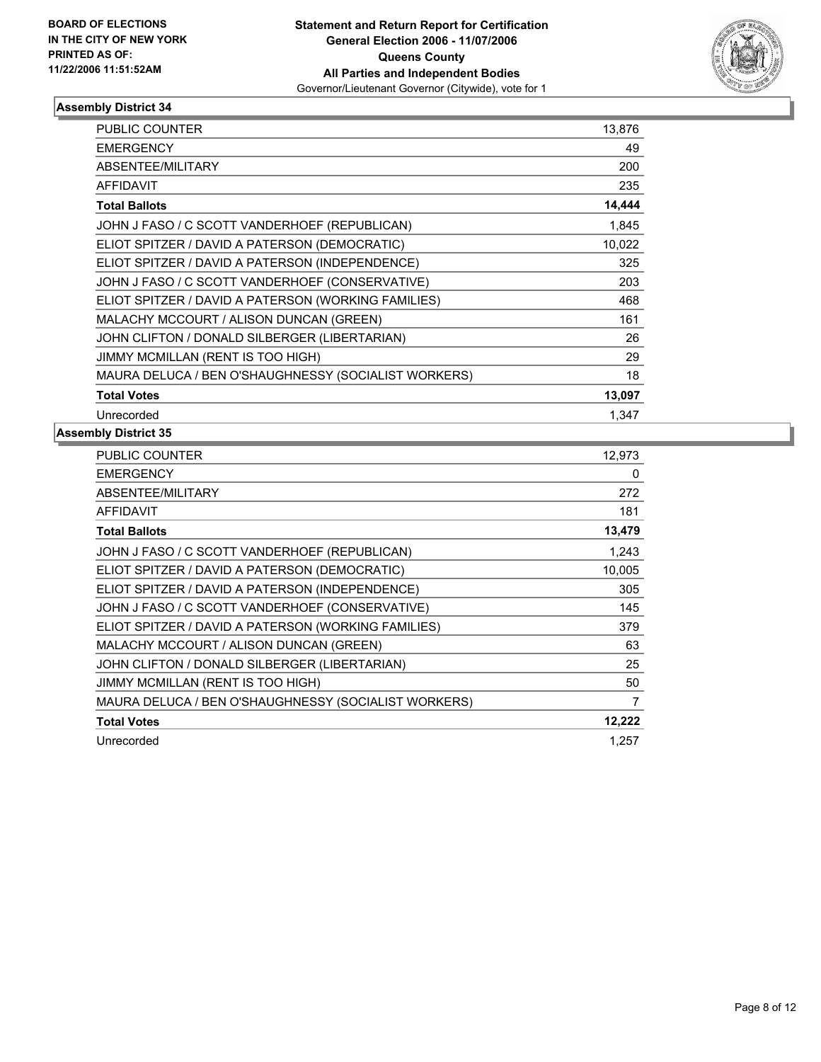**BOARD OF ELECTIONS IN THE CITY OF NEW YORK PRINTED AS OF: 11/22/2006 11:51:52AM**

**Statement and Return Report for Certification**
**General Election 2006 - 11/07/2006**
**Queens County**
**All Parties and Independent Bodies**
Governor/Lieutenant Governor (Citywide), vote for 1

## Assembly District 34

| | |
|---|---|
| PUBLIC COUNTER | 13,876 |
| EMERGENCY | 49 |
| ABSENTEE/MILITARY | 200 |
| AFFIDAVIT | 235 |
| **Total Ballots** | **14,444** |
| JOHN J FASO / C SCOTT VANDERHOEF (REPUBLICAN) | 1,845 |
| ELIOT SPITZER / DAVID A PATERSON (DEMOCRATIC) | 10,022 |
| ELIOT SPITZER / DAVID A PATERSON (INDEPENDENCE) | 325 |
| JOHN J FASO / C SCOTT VANDERHOEF (CONSERVATIVE) | 203 |
| ELIOT SPITZER / DAVID A PATERSON (WORKING FAMILIES) | 468 |
| MALACHY MCCOURT / ALISON DUNCAN (GREEN) | 161 |
| JOHN CLIFTON / DONALD SILBERGER (LIBERTARIAN) | 26 |
| JIMMY MCMILLAN (RENT IS TOO HIGH) | 29 |
| MAURA DELUCA / BEN O'SHAUGHNESSY (SOCIALIST WORKERS) | 18 |
| **Total Votes** | **13,097** |
| Unrecorded | 1,347 |

## Assembly District 35

| | |
|---|---|
| PUBLIC COUNTER | 12,973 |
| EMERGENCY | 0 |
| ABSENTEE/MILITARY | 272 |
| AFFIDAVIT | 181 |
| **Total Ballots** | **13,479** |
| JOHN J FASO / C SCOTT VANDERHOEF (REPUBLICAN) | 1,243 |
| ELIOT SPITZER / DAVID A PATERSON (DEMOCRATIC) | 10,005 |
| ELIOT SPITZER / DAVID A PATERSON (INDEPENDENCE) | 305 |
| JOHN J FASO / C SCOTT VANDERHOEF (CONSERVATIVE) | 145 |
| ELIOT SPITZER / DAVID A PATERSON (WORKING FAMILIES) | 379 |
| MALACHY MCCOURT / ALISON DUNCAN (GREEN) | 63 |
| JOHN CLIFTON / DONALD SILBERGER (LIBERTARIAN) | 25 |
| JIMMY MCMILLAN (RENT IS TOO HIGH) | 50 |
| MAURA DELUCA / BEN O'SHAUGHNESSY (SOCIALIST WORKERS) | 7 |
| **Total Votes** | **12,222** |
| Unrecorded | 1,257 |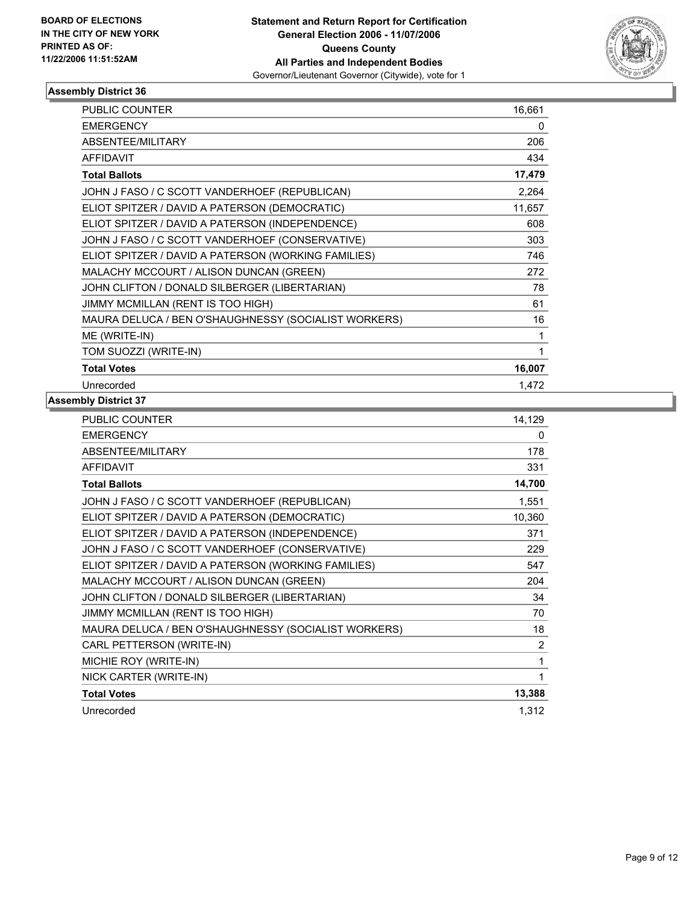BOARD OF ELECTIONS
IN THE CITY OF NEW YORK
PRINTED AS OF:
11/22/2006 11:51:52AM

**Statement and Return Report for Certification**
**General Election 2006 - 11/07/2006**
**Queens County**
**All Parties and Independent Bodies**
Governor/Lieutenant Governor (Citywide), vote for 1

### Assembly District 36

| | |
|---|---|
| PUBLIC COUNTER | 16,661 |
| EMERGENCY | 0 |
| ABSENTEE/MILITARY | 206 |
| AFFIDAVIT | 434 |
| **Total Ballots** | **17,479** |
| JOHN J FASO / C SCOTT VANDERHOEF (REPUBLICAN) | 2,264 |
| ELIOT SPITZER / DAVID A PATERSON (DEMOCRATIC) | 11,657 |
| ELIOT SPITZER / DAVID A PATERSON (INDEPENDENCE) | 608 |
| JOHN J FASO / C SCOTT VANDERHOEF (CONSERVATIVE) | 303 |
| ELIOT SPITZER / DAVID A PATERSON (WORKING FAMILIES) | 746 |
| MALACHY MCCOURT / ALISON DUNCAN (GREEN) | 272 |
| JOHN CLIFTON / DONALD SILBERGER (LIBERTARIAN) | 78 |
| JIMMY MCMILLAN (RENT IS TOO HIGH) | 61 |
| MAURA DELUCA / BEN O'SHAUGHNESSY (SOCIALIST WORKERS) | 16 |
| ME (WRITE-IN) | 1 |
| TOM SUOZZI (WRITE-IN) | 1 |
| **Total Votes** | **16,007** |
| Unrecorded | 1,472 |

### Assembly District 37

| | |
|---|---|
| PUBLIC COUNTER | 14,129 |
| EMERGENCY | 0 |
| ABSENTEE/MILITARY | 178 |
| AFFIDAVIT | 331 |
| **Total Ballots** | **14,700** |
| JOHN J FASO / C SCOTT VANDERHOEF (REPUBLICAN) | 1,551 |
| ELIOT SPITZER / DAVID A PATERSON (DEMOCRATIC) | 10,360 |
| ELIOT SPITZER / DAVID A PATERSON (INDEPENDENCE) | 371 |
| JOHN J FASO / C SCOTT VANDERHOEF (CONSERVATIVE) | 229 |
| ELIOT SPITZER / DAVID A PATERSON (WORKING FAMILIES) | 547 |
| MALACHY MCCOURT / ALISON DUNCAN (GREEN) | 204 |
| JOHN CLIFTON / DONALD SILBERGER (LIBERTARIAN) | 34 |
| JIMMY MCMILLAN (RENT IS TOO HIGH) | 70 |
| MAURA DELUCA / BEN O'SHAUGHNESSY (SOCIALIST WORKERS) | 18 |
| CARL PETTERSON (WRITE-IN) | 2 |
| MICHIE ROY (WRITE-IN) | 1 |
| NICK CARTER (WRITE-IN) | 1 |
| **Total Votes** | **13,388** |
| Unrecorded | 1,312 |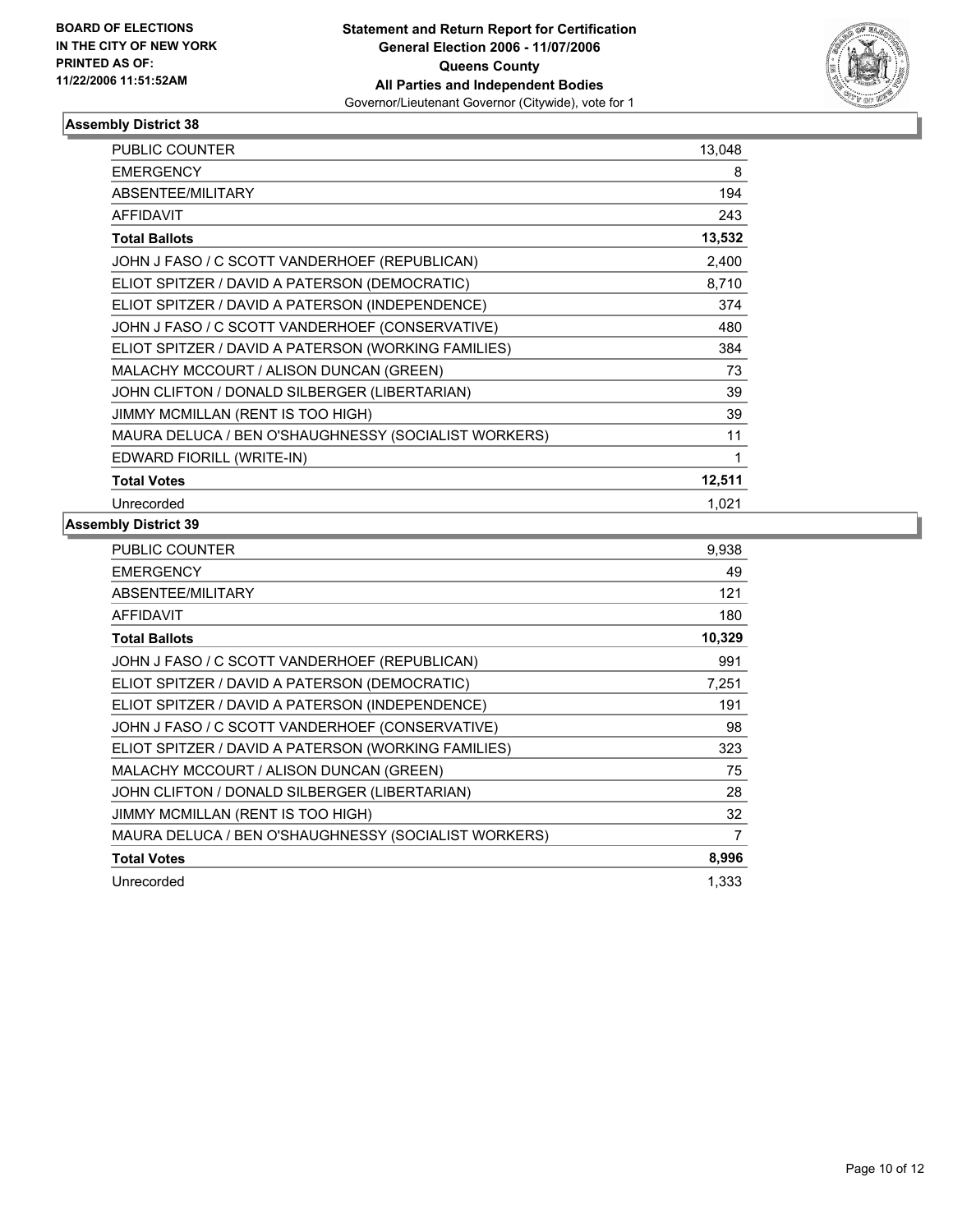**BOARD OF ELECTIONS IN THE CITY OF NEW YORK PRINTED AS OF: 11/22/2006 11:51:52AM**

**Statement and Return Report for Certification General Election 2006 - 11/07/2006 Queens County All Parties and Independent Bodies**
Governor/Lieutenant Governor (Citywide), vote for 1

### Assembly District 38

| | |
|---|---|
| PUBLIC COUNTER | 13,048 |
| EMERGENCY | 8 |
| ABSENTEE/MILITARY | 194 |
| AFFIDAVIT | 243 |
| **Total Ballots** | **13,532** |
| JOHN J FASO / C SCOTT VANDERHOEF (REPUBLICAN) | 2,400 |
| ELIOT SPITZER / DAVID A PATERSON (DEMOCRATIC) | 8,710 |
| ELIOT SPITZER / DAVID A PATERSON (INDEPENDENCE) | 374 |
| JOHN J FASO / C SCOTT VANDERHOEF (CONSERVATIVE) | 480 |
| ELIOT SPITZER / DAVID A PATERSON (WORKING FAMILIES) | 384 |
| MALACHY MCCOURT / ALISON DUNCAN (GREEN) | 73 |
| JOHN CLIFTON / DONALD SILBERGER (LIBERTARIAN) | 39 |
| JIMMY MCMILLAN (RENT IS TOO HIGH) | 39 |
| MAURA DELUCA / BEN O'SHAUGHNESSY (SOCIALIST WORKERS) | 11 |
| EDWARD FIORILL (WRITE-IN) | 1 |
| **Total Votes** | **12,511** |
| Unrecorded | 1,021 |

### Assembly District 39

| | |
|---|---|
| PUBLIC COUNTER | 9,938 |
| EMERGENCY | 49 |
| ABSENTEE/MILITARY | 121 |
| AFFIDAVIT | 180 |
| **Total Ballots** | **10,329** |
| JOHN J FASO / C SCOTT VANDERHOEF (REPUBLICAN) | 991 |
| ELIOT SPITZER / DAVID A PATERSON (DEMOCRATIC) | 7,251 |
| ELIOT SPITZER / DAVID A PATERSON (INDEPENDENCE) | 191 |
| JOHN J FASO / C SCOTT VANDERHOEF (CONSERVATIVE) | 98 |
| ELIOT SPITZER / DAVID A PATERSON (WORKING FAMILIES) | 323 |
| MALACHY MCCOURT / ALISON DUNCAN (GREEN) | 75 |
| JOHN CLIFTON / DONALD SILBERGER (LIBERTARIAN) | 28 |
| JIMMY MCMILLAN (RENT IS TOO HIGH) | 32 |
| MAURA DELUCA / BEN O'SHAUGHNESSY (SOCIALIST WORKERS) | 7 |
| **Total Votes** | **8,996** |
| Unrecorded | 1,333 |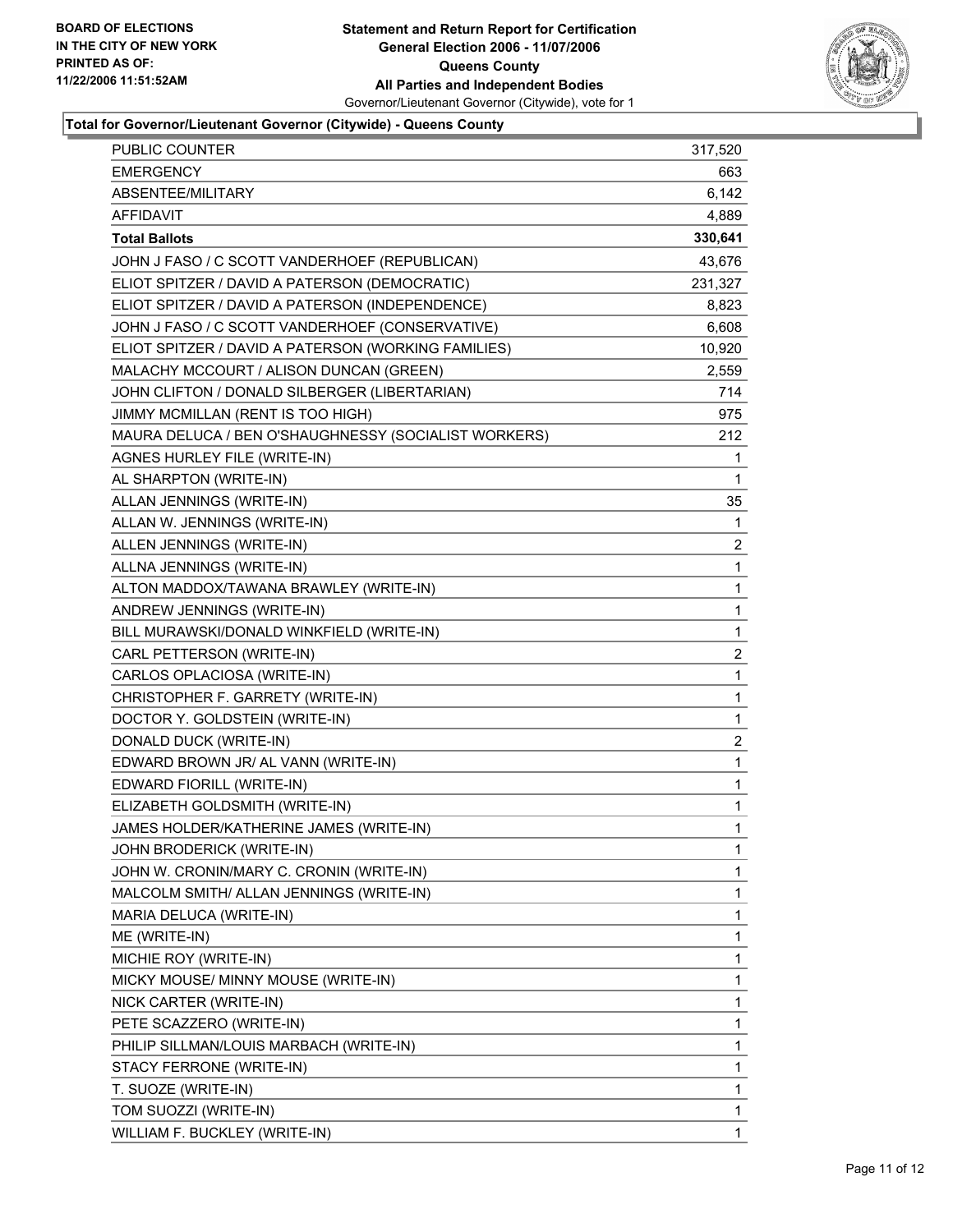BOARD OF ELECTIONS
IN THE CITY OF NEW YORK
PRINTED AS OF:
11/22/2006 11:51:52AM

**Statement and Return Report for Certification**
**General Election 2006 - 11/07/2006**
**Queens County**
**All Parties and Independent Bodies**
Governor/Lieutenant Governor (Citywide), vote for 1

### Total for Governor/Lieutenant Governor (Citywide) - Queens County

| | |
|---|---|
| PUBLIC COUNTER | 317,520 |
| EMERGENCY | 663 |
| ABSENTEE/MILITARY | 6,142 |
| AFFIDAVIT | 4,889 |
| **Total Ballots** | **330,641** |
| JOHN J FASO / C SCOTT VANDERHOEF (REPUBLICAN) | 43,676 |
| ELIOT SPITZER / DAVID A PATERSON (DEMOCRATIC) | 231,327 |
| ELIOT SPITZER / DAVID A PATERSON (INDEPENDENCE) | 8,823 |
| JOHN J FASO / C SCOTT VANDERHOEF (CONSERVATIVE) | 6,608 |
| ELIOT SPITZER / DAVID A PATERSON (WORKING FAMILIES) | 10,920 |
| MALACHY MCCOURT / ALISON DUNCAN (GREEN) | 2,559 |
| JOHN CLIFTON / DONALD SILBERGER (LIBERTARIAN) | 714 |
| JIMMY MCMILLAN (RENT IS TOO HIGH) | 975 |
| MAURA DELUCA / BEN O'SHAUGHNESSY (SOCIALIST WORKERS) | 212 |
| AGNES HURLEY FILE (WRITE-IN) | 1 |
| AL SHARPTON (WRITE-IN) | 1 |
| ALLAN JENNINGS (WRITE-IN) | 35 |
| ALLAN W. JENNINGS (WRITE-IN) | 1 |
| ALLEN JENNINGS (WRITE-IN) | 2 |
| ALLNA JENNINGS (WRITE-IN) | 1 |
| ALTON MADDOX/TAWANA BRAWLEY (WRITE-IN) | 1 |
| ANDREW JENNINGS (WRITE-IN) | 1 |
| BILL MURAWSKI/DONALD WINKFIELD (WRITE-IN) | 1 |
| CARL PETTERSON (WRITE-IN) | 2 |
| CARLOS OPLACIOSA (WRITE-IN) | 1 |
| CHRISTOPHER F. GARRETY (WRITE-IN) | 1 |
| DOCTOR Y. GOLDSTEIN (WRITE-IN) | 1 |
| DONALD DUCK (WRITE-IN) | 2 |
| EDWARD BROWN JR/ AL VANN (WRITE-IN) | 1 |
| EDWARD FIORILL (WRITE-IN) | 1 |
| ELIZABETH GOLDSMITH (WRITE-IN) | 1 |
| JAMES HOLDER/KATHERINE JAMES (WRITE-IN) | 1 |
| JOHN BRODERICK (WRITE-IN) | 1 |
| JOHN W. CRONIN/MARY C. CRONIN (WRITE-IN) | 1 |
| MALCOLM SMITH/ ALLAN JENNINGS (WRITE-IN) | 1 |
| MARIA DELUCA (WRITE-IN) | 1 |
| ME (WRITE-IN) | 1 |
| MICHIE ROY (WRITE-IN) | 1 |
| MICKY MOUSE/ MINNY MOUSE (WRITE-IN) | 1 |
| NICK CARTER (WRITE-IN) | 1 |
| PETE SCAZZERO (WRITE-IN) | 1 |
| PHILIP SILLMAN/LOUIS MARBACH (WRITE-IN) | 1 |
| STACY FERRONE (WRITE-IN) | 1 |
| T. SUOZE (WRITE-IN) | 1 |
| TOM SUOZZI (WRITE-IN) | 1 |
| WILLIAM F. BUCKLEY (WRITE-IN) | 1 |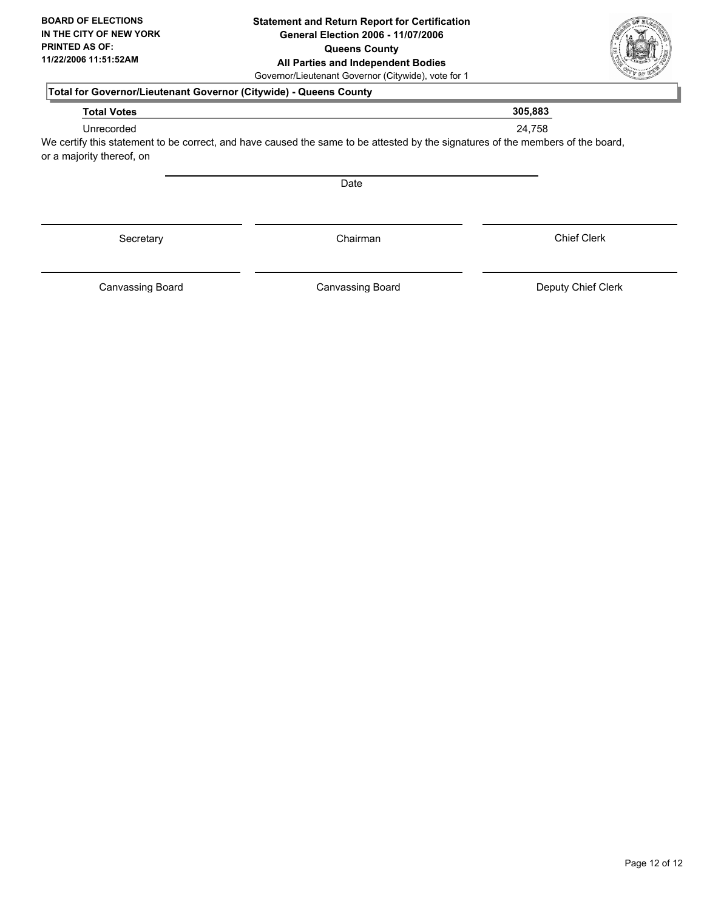**BOARD OF ELECTIONS IN THE CITY OF NEW YORK PRINTED AS OF: 11/22/2006 11:51:52AM**

**Statement and Return Report for Certification**
**General Election 2006 - 11/07/2006**
**Queens County**
**All Parties and Independent Bodies**
Governor/Lieutenant Governor (Citywide), vote for 1

### Total for Governor/Lieutenant Governor (Citywide) - Queens County

| | |
|---|---|
| **Total Votes** | **305,883** |
| Unrecorded | 24,758 |

We certify this statement to be correct, and have caused the same to be attested by the signatures of the members of the board, or a majority thereof, on

Date

Secretary | Chairman | Chief Clerk

Canvassing Board | Canvassing Board | Deputy Chief Clerk